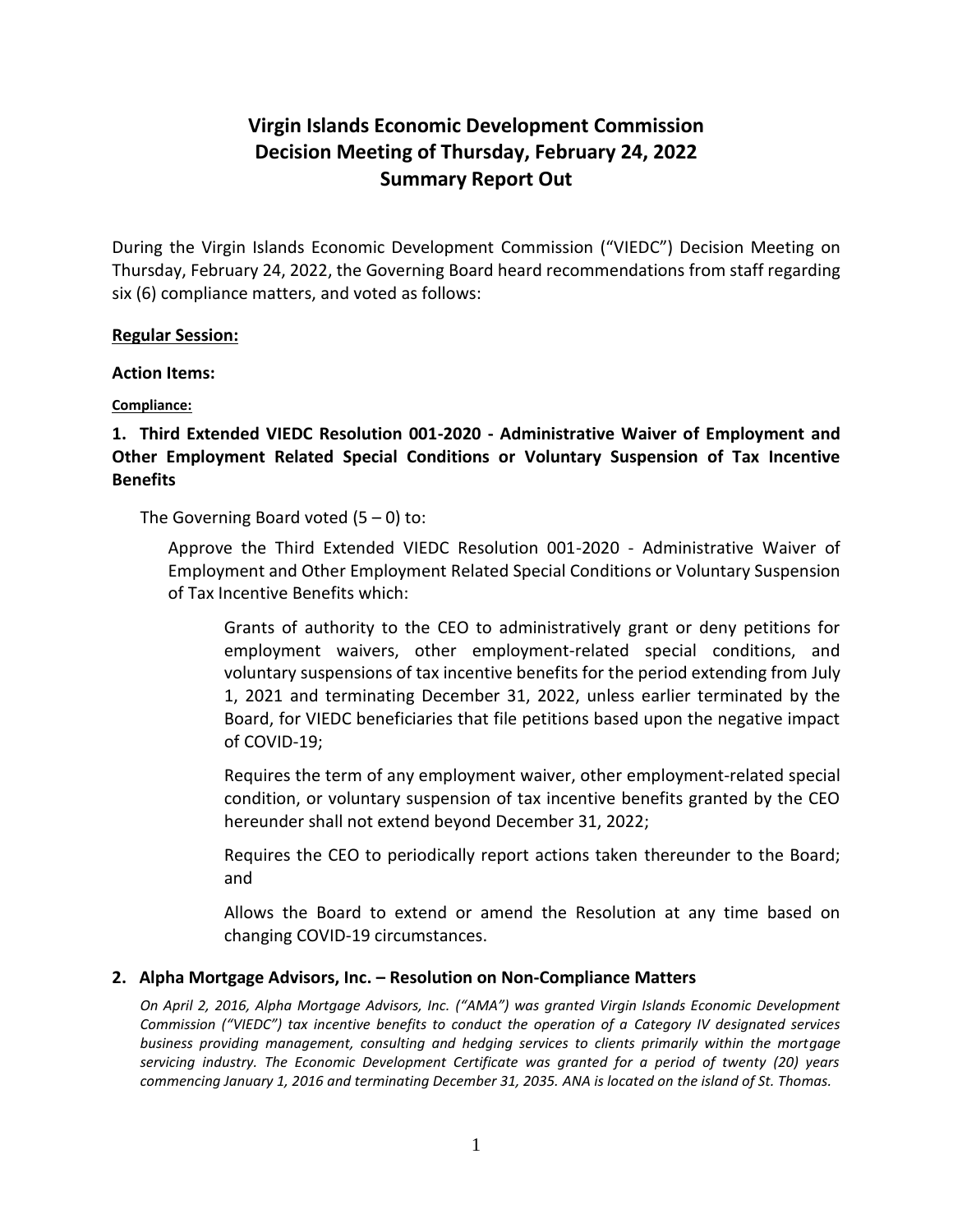# Virgin Islands Economic Development Commission
# Decision Meeting of Thursday, February 24, 2022
# Summary Report Out

During the Virgin Islands Economic Development Commission ("VIEDC") Decision Meeting on Thursday, February 24, 2022, the Governing Board heard recommendations from staff regarding six (6) compliance matters, and voted as follows:

**Regular Session:**

**Action Items:**

**Compliance:**

### 1. Third Extended VIEDC Resolution 001-2020 - Administrative Waiver of Employment and Other Employment Related Special Conditions or Voluntary Suspension of Tax Incentive Benefits

The Governing Board voted (5 – 0) to:

Approve the Third Extended VIEDC Resolution 001-2020 - Administrative Waiver of Employment and Other Employment Related Special Conditions or Voluntary Suspension of Tax Incentive Benefits which:

Grants of authority to the CEO to administratively grant or deny petitions for employment waivers, other employment-related special conditions, and voluntary suspensions of tax incentive benefits for the period extending from July 1, 2021 and terminating December 31, 2022, unless earlier terminated by the Board, for VIEDC beneficiaries that file petitions based upon the negative impact of COVID-19;

Requires the term of any employment waiver, other employment-related special condition, or voluntary suspension of tax incentive benefits granted by the CEO hereunder shall not extend beyond December 31, 2022;

Requires the CEO to periodically report actions taken thereunder to the Board; and

Allows the Board to extend or amend the Resolution at any time based on changing COVID-19 circumstances.

### 2. Alpha Mortgage Advisors, Inc. – Resolution on Non-Compliance Matters

*On April 2, 2016, Alpha Mortgage Advisors, Inc. ("AMA") was granted Virgin Islands Economic Development Commission ("VIEDC") tax incentive benefits to conduct the operation of a Category IV designated services business providing management, consulting and hedging services to clients primarily within the mortgage servicing industry. The Economic Development Certificate was granted for a period of twenty (20) years commencing January 1, 2016 and terminating December 31, 2035. ANA is located on the island of St. Thomas.*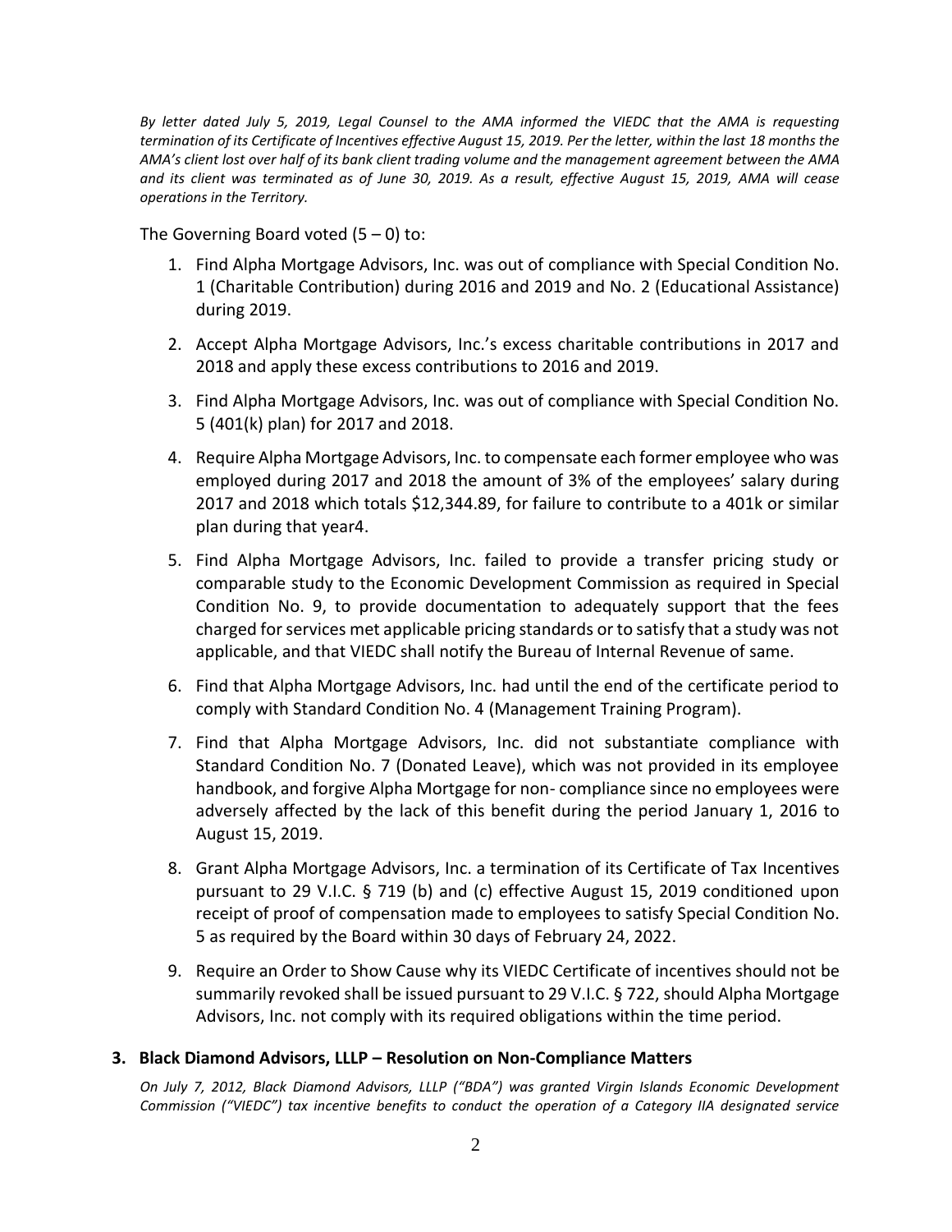*By letter dated July 5, 2019, Legal Counsel to the AMA informed the VIEDC that the AMA is requesting termination of its Certificate of Incentives effective August 15, 2019. Per the letter, within the last 18 months the AMA's client lost over half of its bank client trading volume and the management agreement between the AMA and its client was terminated as of June 30, 2019. As a result, effective August 15, 2019, AMA will cease operations in the Territory.*

The Governing Board voted (5 – 0) to:

1. Find Alpha Mortgage Advisors, Inc. was out of compliance with Special Condition No. 1 (Charitable Contribution) during 2016 and 2019 and No. 2 (Educational Assistance) during 2019.
2. Accept Alpha Mortgage Advisors, Inc.'s excess charitable contributions in 2017 and 2018 and apply these excess contributions to 2016 and 2019.
3. Find Alpha Mortgage Advisors, Inc. was out of compliance with Special Condition No. 5 (401(k) plan) for 2017 and 2018.
4. Require Alpha Mortgage Advisors, Inc. to compensate each former employee who was employed during 2017 and 2018 the amount of 3% of the employees' salary during 2017 and 2018 which totals $12,344.89, for failure to contribute to a 401k or similar plan during that year4.
5. Find Alpha Mortgage Advisors, Inc. failed to provide a transfer pricing study or comparable study to the Economic Development Commission as required in Special Condition No. 9, to provide documentation to adequately support that the fees charged for services met applicable pricing standards or to satisfy that a study was not applicable, and that VIEDC shall notify the Bureau of Internal Revenue of same.
6. Find that Alpha Mortgage Advisors, Inc. had until the end of the certificate period to comply with Standard Condition No. 4 (Management Training Program).
7. Find that Alpha Mortgage Advisors, Inc. did not substantiate compliance with Standard Condition No. 7 (Donated Leave), which was not provided in its employee handbook, and forgive Alpha Mortgage for non- compliance since no employees were adversely affected by the lack of this benefit during the period January 1, 2016 to August 15, 2019.
8. Grant Alpha Mortgage Advisors, Inc. a termination of its Certificate of Tax Incentives pursuant to 29 V.I.C. § 719 (b) and (c) effective August 15, 2019 conditioned upon receipt of proof of compensation made to employees to satisfy Special Condition No. 5 as required by the Board within 30 days of February 24, 2022.
9. Require an Order to Show Cause why its VIEDC Certificate of incentives should not be summarily revoked shall be issued pursuant to 29 V.I.C. § 722, should Alpha Mortgage Advisors, Inc. not comply with its required obligations within the time period.

### 3. Black Diamond Advisors, LLLP – Resolution on Non-Compliance Matters

*On July 7, 2012, Black Diamond Advisors, LLLP ("BDA") was granted Virgin Islands Economic Development Commission ("VIEDC") tax incentive benefits to conduct the operation of a Category IIA designated service*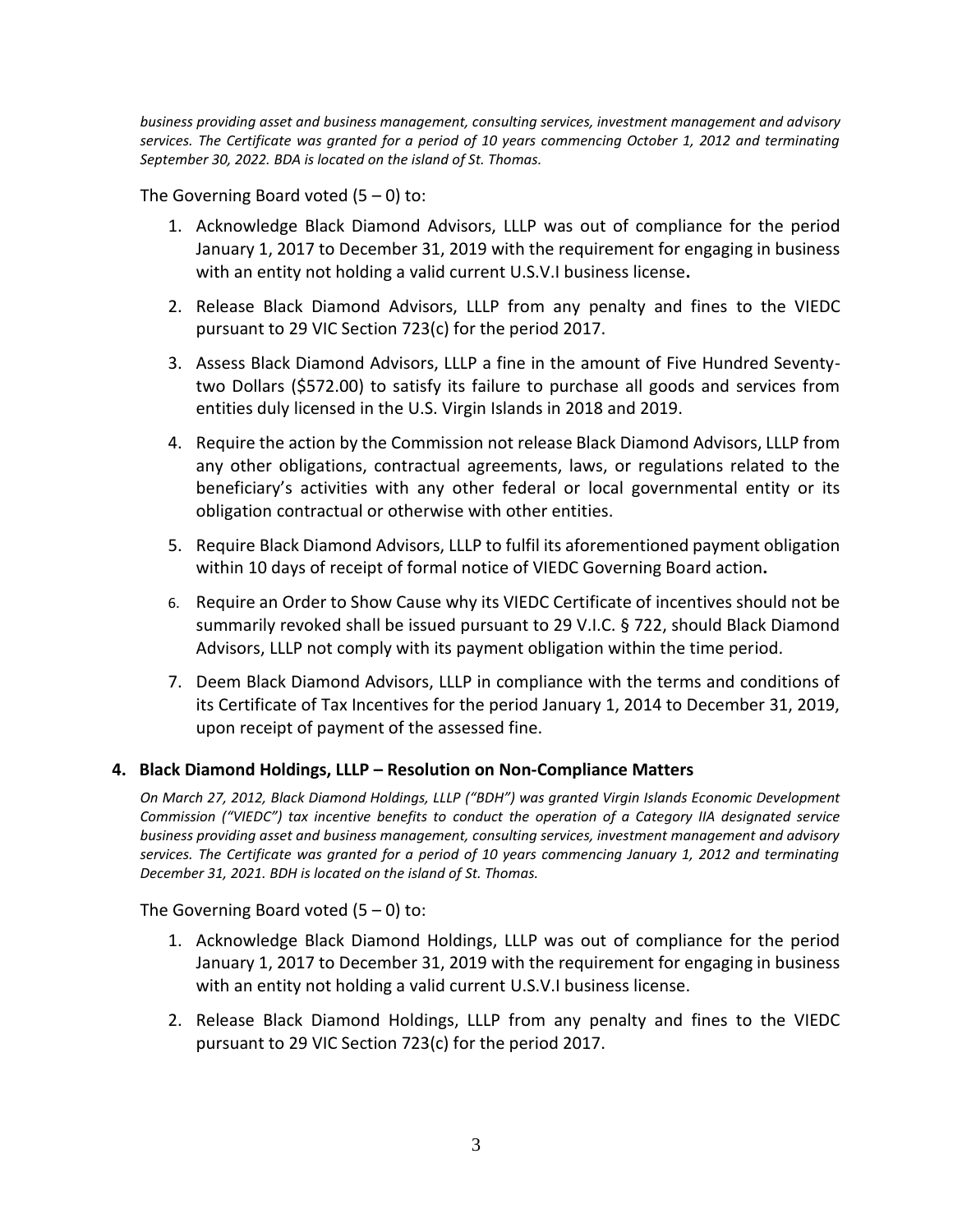*business providing asset and business management, consulting services, investment management and advisory services. The Certificate was granted for a period of 10 years commencing October 1, 2012 and terminating September 30, 2022. BDA is located on the island of St. Thomas.*

The Governing Board voted (5 – 0) to:

1. Acknowledge Black Diamond Advisors, LLLP was out of compliance for the period January 1, 2017 to December 31, 2019 with the requirement for engaging in business with an entity not holding a valid current U.S.V.I business license**.**
2. Release Black Diamond Advisors, LLLP from any penalty and fines to the VIEDC pursuant to 29 VIC Section 723(c) for the period 2017.
3. Assess Black Diamond Advisors, LLLP a fine in the amount of Five Hundred Seventy-two Dollars ($572.00) to satisfy its failure to purchase all goods and services from entities duly licensed in the U.S. Virgin Islands in 2018 and 2019.
4. Require the action by the Commission not release Black Diamond Advisors, LLLP from any other obligations, contractual agreements, laws, or regulations related to the beneficiary's activities with any other federal or local governmental entity or its obligation contractual or otherwise with other entities.
5. Require Black Diamond Advisors, LLLP to fulfil its aforementioned payment obligation within 10 days of receipt of formal notice of VIEDC Governing Board action**.**
6. Require an Order to Show Cause why its VIEDC Certificate of incentives should not be summarily revoked shall be issued pursuant to 29 V.I.C. § 722, should Black Diamond Advisors, LLLP not comply with its payment obligation within the time period.
7. Deem Black Diamond Advisors, LLLP in compliance with the terms and conditions of its Certificate of Tax Incentives for the period January 1, 2014 to December 31, 2019, upon receipt of payment of the assessed fine.

### 4. Black Diamond Holdings, LLLP – Resolution on Non-Compliance Matters

*On March 27, 2012, Black Diamond Holdings, LLLP ("BDH") was granted Virgin Islands Economic Development Commission ("VIEDC") tax incentive benefits to conduct the operation of a Category IIA designated service business providing asset and business management, consulting services, investment management and advisory services. The Certificate was granted for a period of 10 years commencing January 1, 2012 and terminating December 31, 2021. BDH is located on the island of St. Thomas.*

The Governing Board voted (5 – 0) to:

1. Acknowledge Black Diamond Holdings, LLLP was out of compliance for the period January 1, 2017 to December 31, 2019 with the requirement for engaging in business with an entity not holding a valid current U.S.V.I business license.
2. Release Black Diamond Holdings, LLLP from any penalty and fines to the VIEDC pursuant to 29 VIC Section 723(c) for the period 2017.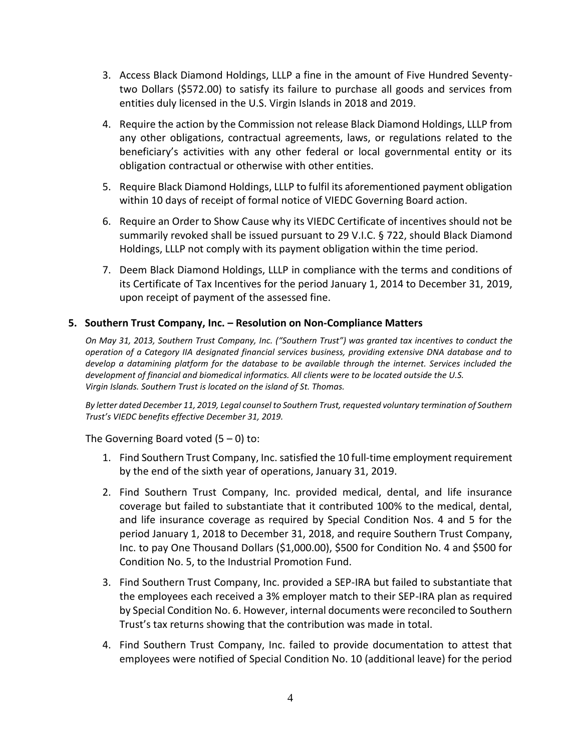3. Access Black Diamond Holdings, LLLP a fine in the amount of Five Hundred Seventy-two Dollars ($572.00) to satisfy its failure to purchase all goods and services from entities duly licensed in the U.S. Virgin Islands in 2018 and 2019.

4. Require the action by the Commission not release Black Diamond Holdings, LLLP from any other obligations, contractual agreements, laws, or regulations related to the beneficiary's activities with any other federal or local governmental entity or its obligation contractual or otherwise with other entities.

5. Require Black Diamond Holdings, LLLP to fulfil its aforementioned payment obligation within 10 days of receipt of formal notice of VIEDC Governing Board action.

6. Require an Order to Show Cause why its VIEDC Certificate of incentives should not be summarily revoked shall be issued pursuant to 29 V.I.C. § 722, should Black Diamond Holdings, LLLP not comply with its payment obligation within the time period.

7. Deem Black Diamond Holdings, LLLP in compliance with the terms and conditions of its Certificate of Tax Incentives for the period January 1, 2014 to December 31, 2019, upon receipt of payment of the assessed fine.

**5. Southern Trust Company, Inc. – Resolution on Non-Compliance Matters**

*On May 31, 2013, Southern Trust Company, Inc. ("Southern Trust") was granted tax incentives to conduct the operation of a Category IIA designated financial services business, providing extensive DNA database and to develop a datamining platform for the database to be available through the internet. Services included the development of financial and biomedical informatics. All clients were to be located outside the U.S. Virgin Islands. Southern Trust is located on the island of St. Thomas.*

*By letter dated December 11, 2019, Legal counsel to Southern Trust, requested voluntary termination of Southern Trust's VIEDC benefits effective December 31, 2019.*

The Governing Board voted (5 – 0) to:

1. Find Southern Trust Company, Inc. satisfied the 10 full-time employment requirement by the end of the sixth year of operations, January 31, 2019.

2. Find Southern Trust Company, Inc. provided medical, dental, and life insurance coverage but failed to substantiate that it contributed 100% to the medical, dental, and life insurance coverage as required by Special Condition Nos. 4 and 5 for the period January 1, 2018 to December 31, 2018, and require Southern Trust Company, Inc. to pay One Thousand Dollars ($1,000.00), $500 for Condition No. 4 and $500 for Condition No. 5, to the Industrial Promotion Fund.

3. Find Southern Trust Company, Inc. provided a SEP-IRA but failed to substantiate that the employees each received a 3% employer match to their SEP-IRA plan as required by Special Condition No. 6. However, internal documents were reconciled to Southern Trust's tax returns showing that the contribution was made in total.

4. Find Southern Trust Company, Inc. failed to provide documentation to attest that employees were notified of Special Condition No. 10 (additional leave) for the period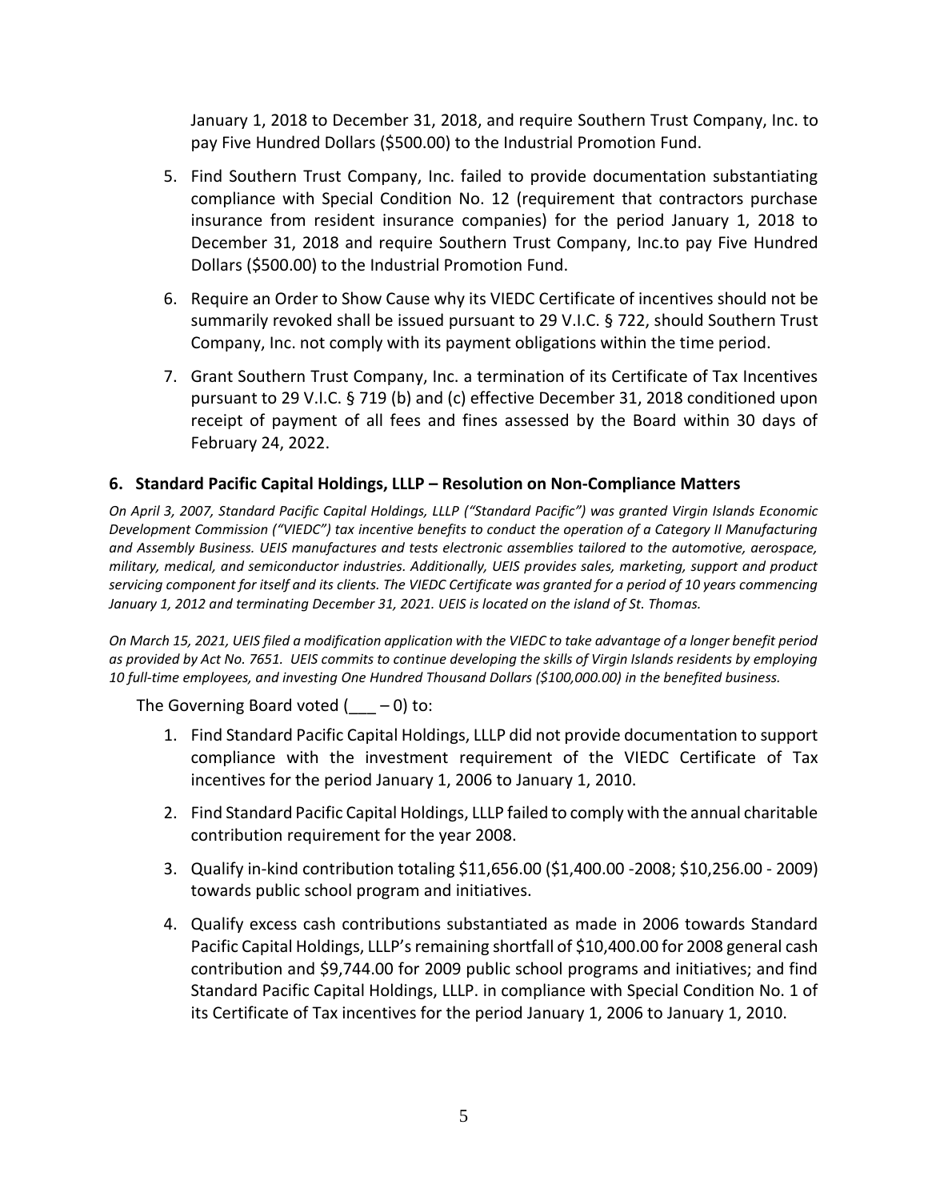January 1, 2018 to December 31, 2018, and require Southern Trust Company, Inc. to pay Five Hundred Dollars ($500.00) to the Industrial Promotion Fund.

5. Find Southern Trust Company, Inc. failed to provide documentation substantiating compliance with Special Condition No. 12 (requirement that contractors purchase insurance from resident insurance companies) for the period January 1, 2018 to December 31, 2018 and require Southern Trust Company, Inc.to pay Five Hundred Dollars ($500.00) to the Industrial Promotion Fund.
6. Require an Order to Show Cause why its VIEDC Certificate of incentives should not be summarily revoked shall be issued pursuant to 29 V.I.C. § 722, should Southern Trust Company, Inc. not comply with its payment obligations within the time period.
7. Grant Southern Trust Company, Inc. a termination of its Certificate of Tax Incentives pursuant to 29 V.I.C. § 719 (b) and (c) effective December 31, 2018 conditioned upon receipt of payment of all fees and fines assessed by the Board within 30 days of February 24, 2022.

### 6. Standard Pacific Capital Holdings, LLLP – Resolution on Non-Compliance Matters

*On April 3, 2007, Standard Pacific Capital Holdings, LLLP ("Standard Pacific") was granted Virgin Islands Economic Development Commission ("VIEDC") tax incentive benefits to conduct the operation of a Category II Manufacturing and Assembly Business. UEIS manufactures and tests electronic assemblies tailored to the automotive, aerospace, military, medical, and semiconductor industries. Additionally, UEIS provides sales, marketing, support and product servicing component for itself and its clients. The VIEDC Certificate was granted for a period of 10 years commencing January 1, 2012 and terminating December 31, 2021. UEIS is located on the island of St. Thomas.*

*On March 15, 2021, UEIS filed a modification application with the VIEDC to take advantage of a longer benefit period as provided by Act No. 7651. UEIS commits to continue developing the skills of Virgin Islands residents by employing 10 full-time employees, and investing One Hundred Thousand Dollars ($100,000.00) in the benefited business.*

The Governing Board voted (___ – 0) to:

1. Find Standard Pacific Capital Holdings, LLLP did not provide documentation to support compliance with the investment requirement of the VIEDC Certificate of Tax incentives for the period January 1, 2006 to January 1, 2010.
2. Find Standard Pacific Capital Holdings, LLLP failed to comply with the annual charitable contribution requirement for the year 2008.
3. Qualify in-kind contribution totaling $11,656.00 ($1,400.00 -2008; $10,256.00 - 2009) towards public school program and initiatives.
4. Qualify excess cash contributions substantiated as made in 2006 towards Standard Pacific Capital Holdings, LLLP's remaining shortfall of $10,400.00 for 2008 general cash contribution and $9,744.00 for 2009 public school programs and initiatives; and find Standard Pacific Capital Holdings, LLLP. in compliance with Special Condition No. 1 of its Certificate of Tax incentives for the period January 1, 2006 to January 1, 2010.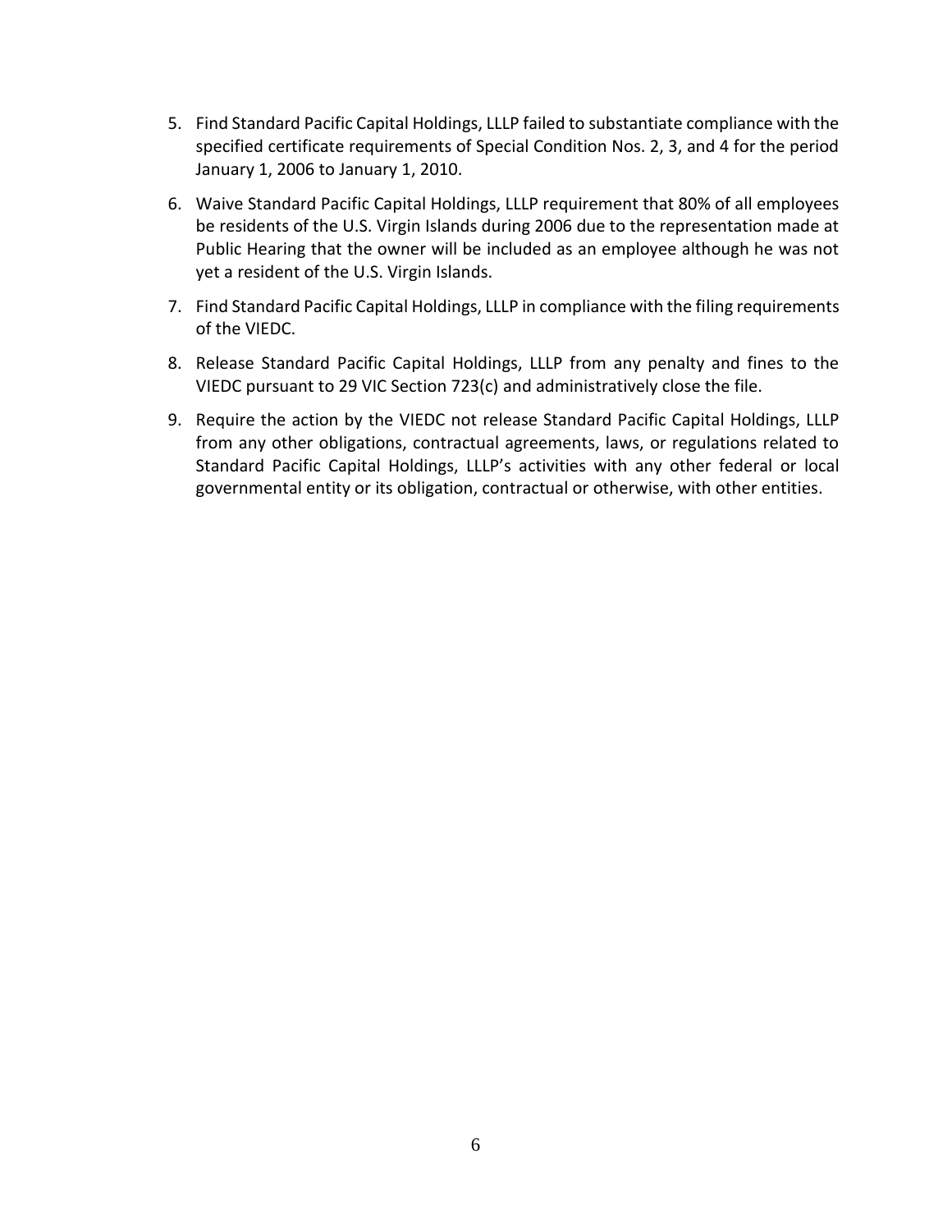5. Find Standard Pacific Capital Holdings, LLLP failed to substantiate compliance with the specified certificate requirements of Special Condition Nos. 2, 3, and 4 for the period January 1, 2006 to January 1, 2010.
6. Waive Standard Pacific Capital Holdings, LLLP requirement that 80% of all employees be residents of the U.S. Virgin Islands during 2006 due to the representation made at Public Hearing that the owner will be included as an employee although he was not yet a resident of the U.S. Virgin Islands.
7. Find Standard Pacific Capital Holdings, LLLP in compliance with the filing requirements of the VIEDC.
8. Release Standard Pacific Capital Holdings, LLLP from any penalty and fines to the VIEDC pursuant to 29 VIC Section 723(c) and administratively close the file.
9. Require the action by the VIEDC not release Standard Pacific Capital Holdings, LLLP from any other obligations, contractual agreements, laws, or regulations related to Standard Pacific Capital Holdings, LLLP's activities with any other federal or local governmental entity or its obligation, contractual or otherwise, with other entities.